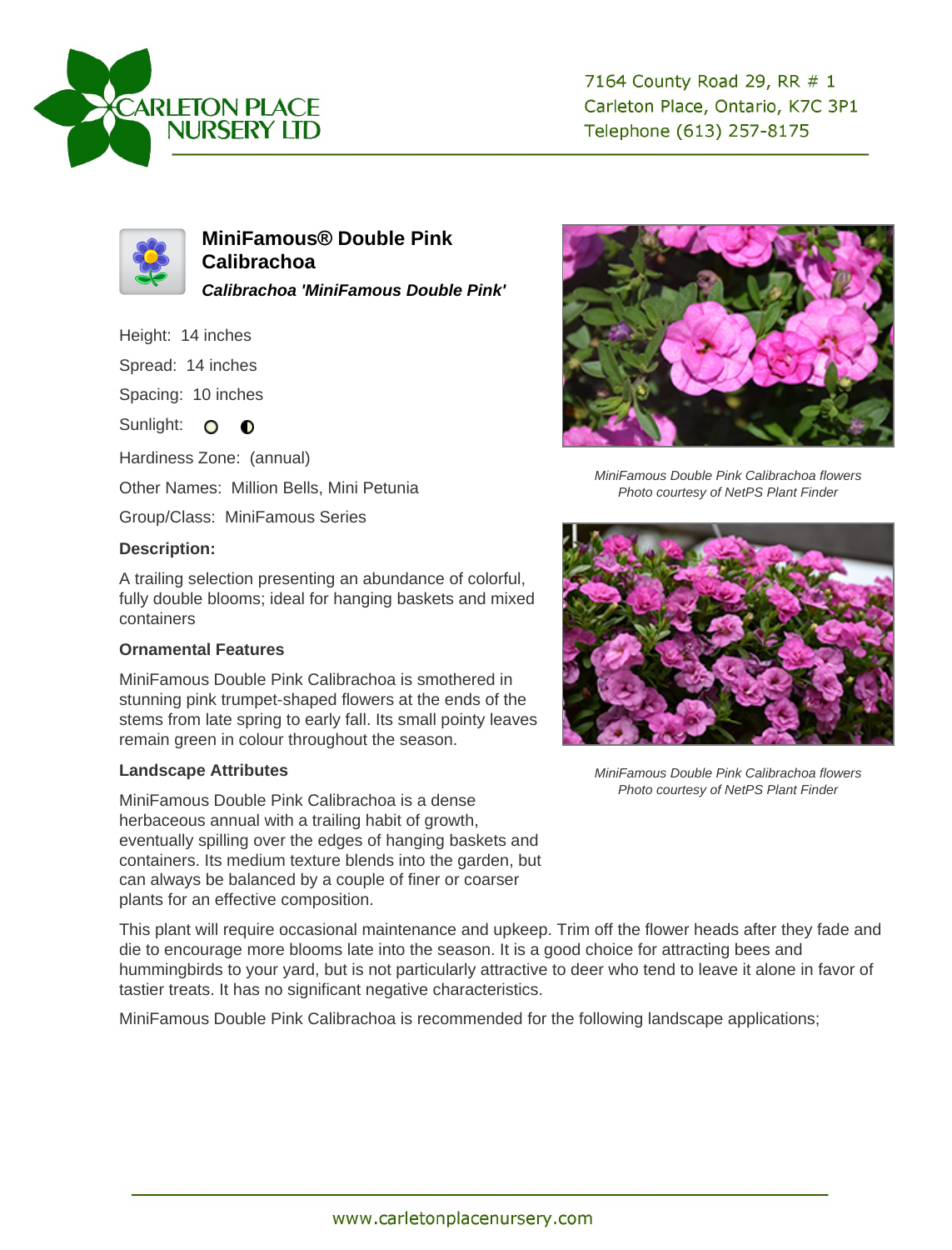CARLETON PLACE NURSERY LTD

7164 County Road 29, RR # 1
Carleton Place, Ontario, K7C 3P1
Telephone (613) 257-8175

# MiniFamous® Double Pink Calibrachoa

***Calibrachoa 'MiniFamous Double Pink'***

Height: 14 inches

Spread: 14 inches

Spacing: 10 inches

Sunlight: ○ ◐

Hardiness Zone: (annual)

Other Names: Million Bells, Mini Petunia

Group/Class: MiniFamous Series

### Description:

A trailing selection presenting an abundance of colorful, fully double blooms; ideal for hanging baskets and mixed containers

### Ornamental Features

MiniFamous Double Pink Calibrachoa is smothered in stunning pink trumpet-shaped flowers at the ends of the stems from late spring to early fall. Its small pointy leaves remain green in colour throughout the season.

### Landscape Attributes

MiniFamous Double Pink Calibrachoa is a dense herbaceous annual with a trailing habit of growth, eventually spilling over the edges of hanging baskets and containers. Its medium texture blends into the garden, but can always be balanced by a couple of finer or coarser plants for an effective composition.

This plant will require occasional maintenance and upkeep. Trim off the flower heads after they fade and die to encourage more blooms late into the season. It is a good choice for attracting bees and hummingbirds to your yard, but is not particularly attractive to deer who tend to leave it alone in favor of tastier treats. It has no significant negative characteristics.

MiniFamous Double Pink Calibrachoa is recommended for the following landscape applications;

*MiniFamous Double Pink Calibrachoa flowers*
*Photo courtesy of NetPS Plant Finder*

*MiniFamous Double Pink Calibrachoa flowers*
*Photo courtesy of NetPS Plant Finder*

www.carletonplacenursery.com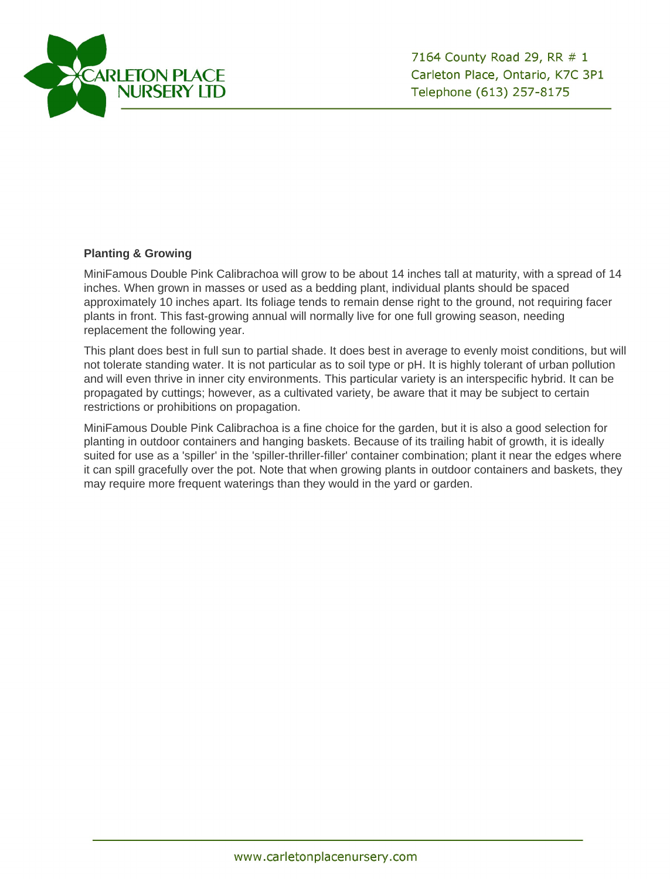## Planting & Growing

MiniFamous Double Pink Calibrachoa will grow to be about 14 inches tall at maturity, with a spread of 14 inches. When grown in masses or used as a bedding plant, individual plants should be spaced approximately 10 inches apart. Its foliage tends to remain dense right to the ground, not requiring facer plants in front. This fast-growing annual will normally live for one full growing season, needing replacement the following year.

This plant does best in full sun to partial shade. It does best in average to evenly moist conditions, but will not tolerate standing water. It is not particular as to soil type or pH. It is highly tolerant of urban pollution and will even thrive in inner city environments. This particular variety is an interspecific hybrid. It can be propagated by cuttings; however, as a cultivated variety, be aware that it may be subject to certain restrictions or prohibitions on propagation.

MiniFamous Double Pink Calibrachoa is a fine choice for the garden, but it is also a good selection for planting in outdoor containers and hanging baskets. Because of its trailing habit of growth, it is ideally suited for use as a 'spiller' in the 'spiller-thriller-filler' container combination; plant it near the edges where it can spill gracefully over the pot. Note that when growing plants in outdoor containers and baskets, they may require more frequent waterings than they would in the yard or garden.